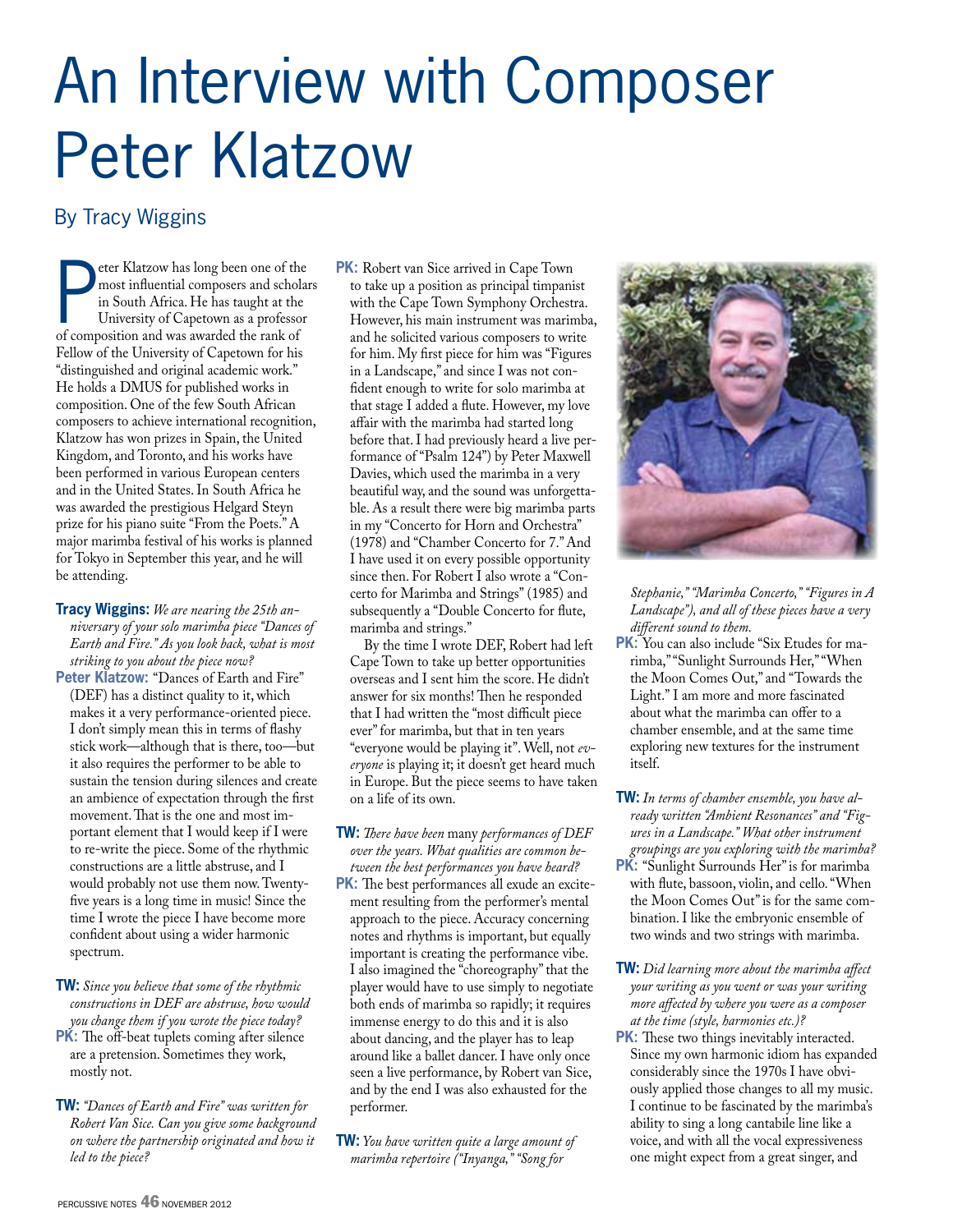# An Interview with Composer Peter Klatzow

## By Tracy Wiggins

Peter Klatzow has long been one of the most influential composers and scholars in South Africa. He has taught at the University of Capetown as a professor of composition and was awarded the rank of Fellow of the University of Capetown for his "distinguished and original academic work." He holds a DMUS for published works in composition. One of the few South African composers to achieve international recognition, Klatzow has won prizes in Spain, the United Kingdom, and Toronto, and his works have been performed in various European centers and in the United States. In South Africa he was awarded the prestigious Helgard Steyn prize for his piano suite "From the Poets." A major marimba festival of his works is planned for Tokyo in September this year, and he will be attending.

**Tracy Wiggins:** *We are nearing the 25th anniversary of your solo marimba piece "Dances of Earth and Fire." As you look back, what is most striking to you about the piece now?*

**Peter Klatzow:** "Dances of Earth and Fire" (DEF) has a distinct quality to it, which makes it a very performance-oriented piece. I don't simply mean this in terms of flashy stick work—although that is there, too—but it also requires the performer to be able to sustain the tension during silences and create an ambience of expectation through the first movement. That is the one and most important element that I would keep if I were to re-write the piece. Some of the rhythmic constructions are a little abstruse, and I would probably not use them now. Twenty-five years is a long time in music! Since the time I wrote the piece I have become more confident about using a wider harmonic spectrum.

**TW:** *Since you believe that some of the rhythmic constructions in DEF are abstruse, how would you change them if you wrote the piece today?*

**PK:** The off-beat tuplets coming after silence are a pretension. Sometimes they work, mostly not.

**TW:** *"Dances of Earth and Fire" was written for Robert Van Sice. Can you give some background on where the partnership originated and how it led to the piece?*

**PK:** Robert van Sice arrived in Cape Town to take up a position as principal timpanist with the Cape Town Symphony Orchestra. However, his main instrument was marimba, and he solicited various composers to write for him. My first piece for him was "Figures in a Landscape," and since I was not confident enough to write for solo marimba at that stage I added a flute. However, my love affair with the marimba had started long before that. I had previously heard a live performance of "Psalm 124") by Peter Maxwell Davies, which used the marimba in a very beautiful way, and the sound was unforgettable. As a result there were big marimba parts in my "Concerto for Horn and Orchestra" (1978) and "Chamber Concerto for 7." And I have used it on every possible opportunity since then. For Robert I also wrote a "Concerto for Marimba and Strings" (1985) and subsequently a "Double Concerto for flute, marimba and strings."

By the time I wrote DEF, Robert had left Cape Town to take up better opportunities overseas and I sent him the score. He didn't answer for six months! Then he responded that I had written the "most difficult piece ever" for marimba, but that in ten years "everyone would be playing it". Well, not *everyone* is playing it; it doesn't get heard much in Europe. But the piece seems to have taken on a life of its own.

**TW:** *There have been* many *performances of DEF over the years. What qualities are common between the best performances you have heard?*

**PK:** The best performances all exude an excitement resulting from the performer's mental approach to the piece. Accuracy concerning notes and rhythms is important, but equally important is creating the performance vibe. I also imagined the "choreography" that the player would have to use simply to negotiate both ends of marimba so rapidly; it requires immense energy to do this and it is also about dancing, and the player has to leap around like a ballet dancer. I have only once seen a live performance, by Robert van Sice, and by the end I was also exhausted for the performer.

**TW:** *You have written quite a large amount of marimba repertoire ("Inyanga," "Song for Stephanie," "Marimba Concerto," "Figures in A Landscape"), and all of these pieces have a very different sound to them.*

**PK:** You can also include "Six Etudes for marimba," "Sunlight Surrounds Her," "When the Moon Comes Out," and "Towards the Light." I am more and more fascinated about what the marimba can offer to a chamber ensemble, and at the same time exploring new textures for the instrument itself.

**TW:** *In terms of chamber ensemble, you have already written "Ambient Resonances" and "Figures in a Landscape." What other instrument groupings are you exploring with the marimba?*

**PK:** "Sunlight Surrounds Her" is for marimba with flute, bassoon, violin, and cello. "When the Moon Comes Out" is for the same combination. I like the embryonic ensemble of two winds and two strings with marimba.

**TW:** *Did learning more about the marimba affect your writing as you went or was your writing more affected by where you were as a composer at the time (style, harmonies etc.)?*

**PK:** These two things inevitably interacted. Since my own harmonic idiom has expanded considerably since the 1970s I have obviously applied those changes to all my music. I continue to be fascinated by the marimba's ability to sing a long cantabile line like a voice, and with all the vocal expressiveness one might expect from a great singer, and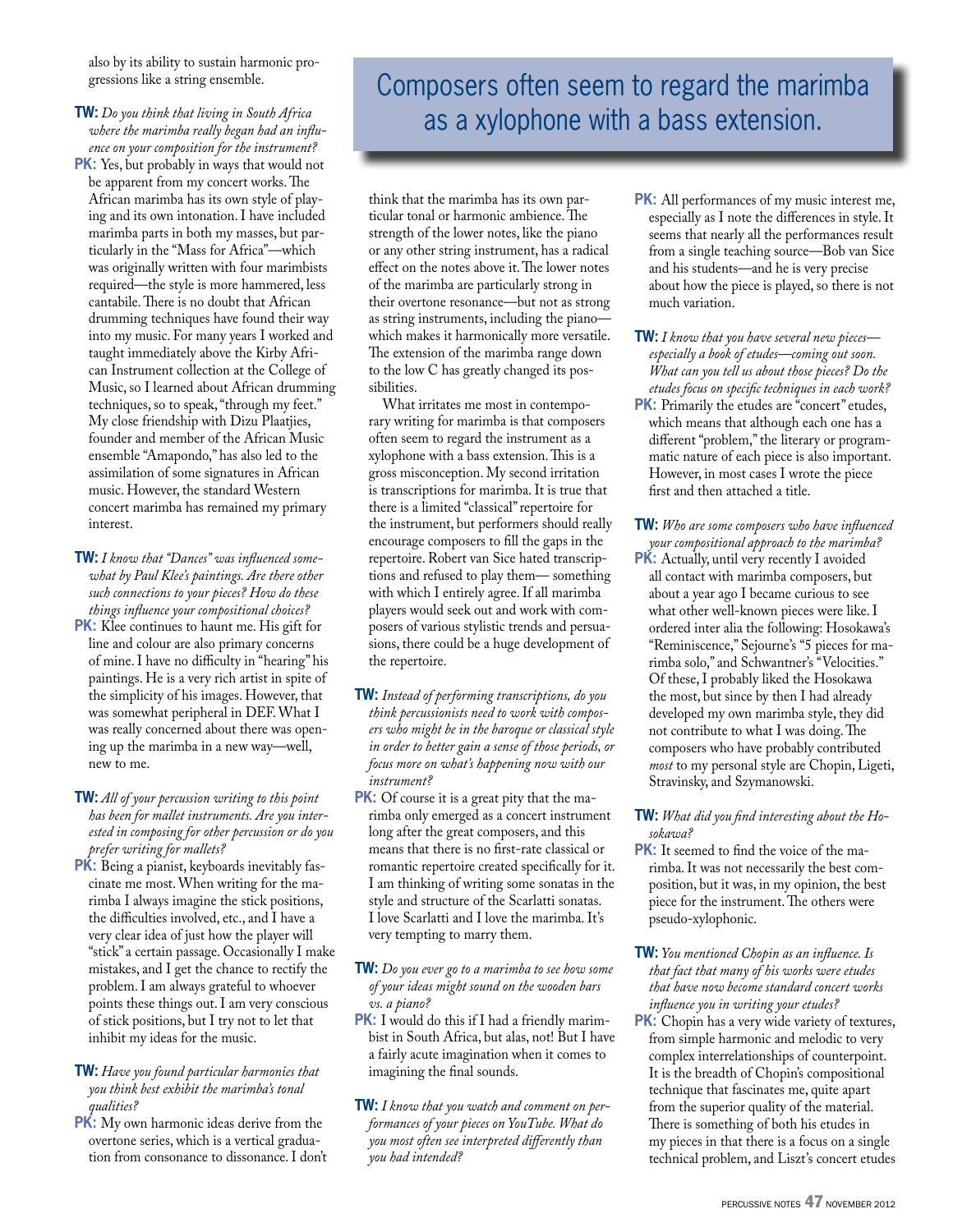also by its ability to sustain harmonic progressions like a string ensemble.

**TW:** *Do you think that living in South Africa where the marimba really began had an influence on your composition for the instrument?*

**PK:** Yes, but probably in ways that would not be apparent from my concert works. The African marimba has its own style of playing and its own intonation. I have included marimba parts in both my masses, but particularly in the "Mass for Africa"—which was originally written with four marimbists required—the style is more hammered, less cantabile. There is no doubt that African drumming techniques have found their way into my music. For many years I worked and taught immediately above the Kirby African Instrument collection at the College of Music, so I learned about African drumming techniques, so to speak, "through my feet." My close friendship with Dizu Plaatjies, founder and member of the African Music ensemble "Amapondo," has also led to the assimilation of some signatures in African music. However, the standard Western concert marimba has remained my primary interest.

**TW:** *I know that "Dances" was influenced somewhat by Paul Klee's paintings. Are there other such connections to your pieces? How do these things influence your compositional choices?*

**PK:** Klee continues to haunt me. His gift for line and colour are also primary concerns of mine. I have no difficulty in "hearing" his paintings. He is a very rich artist in spite of the simplicity of his images. However, that was somewhat peripheral in DEF. What I was really concerned about there was opening up the marimba in a new way—well, new to me.

**TW:** *All of your percussion writing to this point has been for mallet instruments. Are you interested in composing for other percussion or do you prefer writing for mallets?*

**PK:** Being a pianist, keyboards inevitably fascinate me most. When writing for the marimba I always imagine the stick positions, the difficulties involved, etc., and I have a very clear idea of just how the player will "stick" a certain passage. Occasionally I make mistakes, and I get the chance to rectify the problem. I am always grateful to whoever points these things out. I am very conscious of stick positions, but I try not to let that inhibit my ideas for the music.

**TW:** *Have you found particular harmonies that you think best exhibit the marimba's tonal qualities?*

**PK:** My own harmonic ideas derive from the overtone series, which is a vertical gradation from consonance to dissonance. I don't think that the marimba has its own particular tonal or harmonic ambience. The strength of the lower notes, like the piano or any other string instrument, has a radical effect on the notes above it. The lower notes of the marimba are particularly strong in their overtone resonance—but not as strong as string instruments, including the piano—which makes it harmonically more versatile. The extension of the marimba range down to the low C has greatly changed its possibilities.

What irritates me most in contemporary writing for marimba is that composers often seem to regard the instrument as a xylophone with a bass extension. This is a gross misconception. My second irritation is transcriptions for marimba. It is true that there is a limited "classical" repertoire for the instrument, but performers should really encourage composers to fill the gaps in the repertoire. Robert van Sice hated transcriptions and refused to play them— something with which I entirely agree. If all marimba players would seek out and work with composers of various stylistic trends and persuasions, there could be a huge development of the repertoire.

> Composers often seem to regard the marimba as a xylophone with a bass extension.

**TW:** *Instead of performing transcriptions, do you think percussionists need to work with composers who might be in the baroque or classical style in order to better gain a sense of those periods, or focus more on what's happening now with our instrument?*

**PK:** Of course it is a great pity that the marimba only emerged as a concert instrument long after the great composers, and this means that there is no first-rate classical or romantic repertoire created specifically for it. I am thinking of writing some sonatas in the style and structure of the Scarlatti sonatas. I love Scarlatti and I love the marimba. It's very tempting to marry them.

**TW:** *Do you ever go to a marimba to see how some of your ideas might sound on the wooden bars vs. a piano?*

**PK:** I would do this if I had a friendly marimbist in South Africa, but alas, not! But I have a fairly acute imagination when it comes to imagining the final sounds.

**TW:** *I know that you watch and comment on performances of your pieces on YouTube. What do you most often see interpreted differently than you had intended?*

**PK:** All performances of my music interest me, especially as I note the differences in style. It seems that nearly all the performances result from a single teaching source—Bob van Sice and his students—and he is very precise about how the piece is played, so there is not much variation.

**TW:** *I know that you have several new pieces—especially a book of etudes—coming out soon. What can you tell us about those pieces? Do the etudes focus on specific techniques in each work?*

**PK:** Primarily the etudes are "concert" etudes, which means that although each one has a different "problem," the literary or programmatic nature of each piece is also important. However, in most cases I wrote the piece first and then attached a title.

**TW:** *Who are some composers who have influenced your compositional approach to the marimba?*

**PK:** Actually, until very recently I avoided all contact with marimba composers, but about a year ago I became curious to see what other well-known pieces were like. I ordered inter alia the following: Hosokawa's "Reminiscence," Sejourne's "5 pieces for marimba solo," and Schwantner's "Velocities." Of these, I probably liked the Hosokawa the most, but since by then I had already developed my own marimba style, they did not contribute to what I was doing. The composers who have probably contributed *most* to my personal style are Chopin, Ligeti, Stravinsky, and Szymanowski.

**TW:** *What did you find interesting about the Hosokawa?*

**PK:** It seemed to find the voice of the marimba. It was not necessarily the best composition, but it was, in my opinion, the best piece for the instrument. The others were pseudo-xylophonic.

**TW:** *You mentioned Chopin as an influence. Is that fact that many of his works were etudes that have now become standard concert works influence you in writing your etudes?*

**PK:** Chopin has a very wide variety of textures, from simple harmonic and melodic to very complex interrelationships of counterpoint. It is the breadth of Chopin's compositional technique that fascinates me, quite apart from the superior quality of the material. There is something of both his etudes in my pieces in that there is a focus on a single technical problem, and Liszt's concert etudes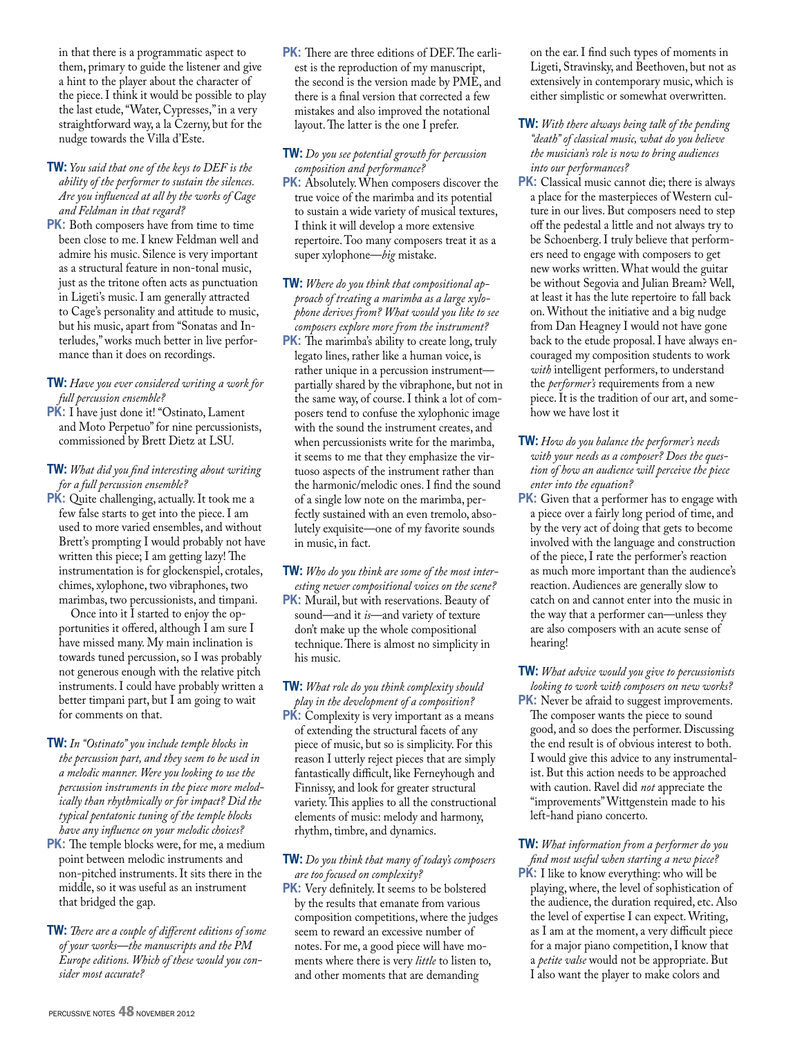in that there is a programmatic aspect to them, primary to guide the listener and give a hint to the player about the character of the piece. I think it would be possible to play the last etude, "Water, Cypresses," in a very straightforward way, a la Czerny, but for the nudge towards the Villa d'Este.

**TW:** *You said that one of the keys to DEF is the ability of the performer to sustain the silences. Are you influenced at all by the works of Cage and Feldman in that regard?*

**PK:** Both composers have from time to time been close to me. I knew Feldman well and admire his music. Silence is very important as a structural feature in non-tonal music, just as the tritone often acts as punctuation in Ligeti's music. I am generally attracted to Cage's personality and attitude to music, but his music, apart from "Sonatas and Interludes," works much better in live performance than it does on recordings.

**TW:** *Have you ever considered writing a work for full percussion ensemble?*

**PK:** I have just done it! "Ostinato, Lament and Moto Perpetuo" for nine percussionists, commissioned by Brett Dietz at LSU.

**TW:** *What did you find interesting about writing for a full percussion ensemble?*

**PK:** Quite challenging, actually. It took me a few false starts to get into the piece. I am used to more varied ensembles, and without Brett's prompting I would probably not have written this piece; I am getting lazy! The instrumentation is for glockenspiel, crotales, chimes, xylophone, two vibraphones, two marimbas, two percussionists, and timpani.

Once into it I started to enjoy the opportunities it offered, although I am sure I have missed many. My main inclination is towards tuned percussion, so I was probably not generous enough with the relative pitch instruments. I could have probably written a better timpani part, but I am going to wait for comments on that.

**TW:** *In "Ostinato" you include temple blocks in the percussion part, and they seem to be used in a melodic manner. Were you looking to use the percussion instruments in the piece more melodically than rhythmically or for impact? Did the typical pentatonic tuning of the temple blocks have any influence on your melodic choices?*

**PK:** The temple blocks were, for me, a medium point between melodic instruments and non-pitched instruments. It sits there in the middle, so it was useful as an instrument that bridged the gap.

**TW:** *There are a couple of different editions of some of your works—the manuscripts and the PM Europe editions. Which of these would you consider most accurate?*

**PK:** There are three editions of DEF. The earliest is the reproduction of my manuscript, the second is the version made by PME, and there is a final version that corrected a few mistakes and also improved the notational layout. The latter is the one I prefer.

**TW:** *Do you see potential growth for percussion composition and performance?*

**PK:** Absolutely. When composers discover the true voice of the marimba and its potential to sustain a wide variety of musical textures, I think it will develop a more extensive repertoire. Too many composers treat it as a super xylophone—*big* mistake.

**TW:** *Where do you think that compositional approach of treating a marimba as a large xylophone derives from? What would you like to see composers explore more from the instrument?*

**PK:** The marimba's ability to create long, truly legato lines, rather like a human voice, is rather unique in a percussion instrument—partially shared by the vibraphone, but not in the same way, of course. I think a lot of composers tend to confuse the xylophonic image with the sound the instrument creates, and when percussionists write for the marimba, it seems to me that they emphasize the virtuoso aspects of the instrument rather than the harmonic/melodic ones. I find the sound of a single low note on the marimba, perfectly sustained with an even tremolo, absolutely exquisite—one of my favorite sounds in music, in fact.

**TW:** *Who do you think are some of the most interesting newer compositional voices on the scene?*

**PK:** Murail, but with reservations. Beauty of sound—and it *is*—and variety of texture don't make up the whole compositional technique. There is almost no simplicity in his music.

**TW:** *What role do you think complexity should play in the development of a composition?*

**PK:** Complexity is very important as a means of extending the structural facets of any piece of music, but so is simplicity. For this reason I utterly reject pieces that are simply fantastically difficult, like Ferneyhough and Finnissy, and look for greater structural variety. This applies to all the constructional elements of music: melody and harmony, rhythm, timbre, and dynamics.

**TW:** *Do you think that many of today's composers are too focused on complexity?*

**PK:** Very definitely. It seems to be bolstered by the results that emanate from various composition competitions, where the judges seem to reward an excessive number of notes. For me, a good piece will have moments where there is very *little* to listen to, and other moments that are demanding on the ear. I find such types of moments in Ligeti, Stravinsky, and Beethoven, but not as extensively in contemporary music, which is either simplistic or somewhat overwritten.

**TW:** *With there always being talk of the pending "death" of classical music, what do you believe the musician's role is now to bring audiences into our performances?*

**PK:** Classical music cannot die; there is always a place for the masterpieces of Western culture in our lives. But composers need to step off the pedestal a little and not always try to be Schoenberg. I truly believe that performers need to engage with composers to get new works written. What would the guitar be without Segovia and Julian Bream? Well, at least it has the lute repertoire to fall back on. Without the initiative and a big nudge from Dan Heagney I would not have gone back to the etude proposal. I have always encouraged my composition students to work *with* intelligent performers, to understand the *performer's* requirements from a new piece. It is the tradition of our art, and somehow we have lost it

**TW:** *How do you balance the performer's needs with your needs as a composer? Does the question of how an audience will perceive the piece enter into the equation?*

**PK:** Given that a performer has to engage with a piece over a fairly long period of time, and by the very act of doing that gets to become involved with the language and construction of the piece, I rate the performer's reaction as much more important than the audience's reaction. Audiences are generally slow to catch on and cannot enter into the music in the way that a performer can—unless they are also composers with an acute sense of hearing!

**TW:** *What advice would you give to percussionists looking to work with composers on new works?*

**PK:** Never be afraid to suggest improvements. The composer wants the piece to sound good, and so does the performer. Discussing the end result is of obvious interest to both. I would give this advice to any instrumentalist. But this action needs to be approached with caution. Ravel did *not* appreciate the "improvements" Wittgenstein made to his left-hand piano concerto.

**TW:** *What information from a performer do you find most useful when starting a new piece?*

**PK:** I like to know everything: who will be playing, where, the level of sophistication of the audience, the duration required, etc. Also the level of expertise I can expect. Writing, as I am at the moment, a very difficult piece for a major piano competition, I know that a *petite valse* would not be appropriate. But I also want the player to make colors and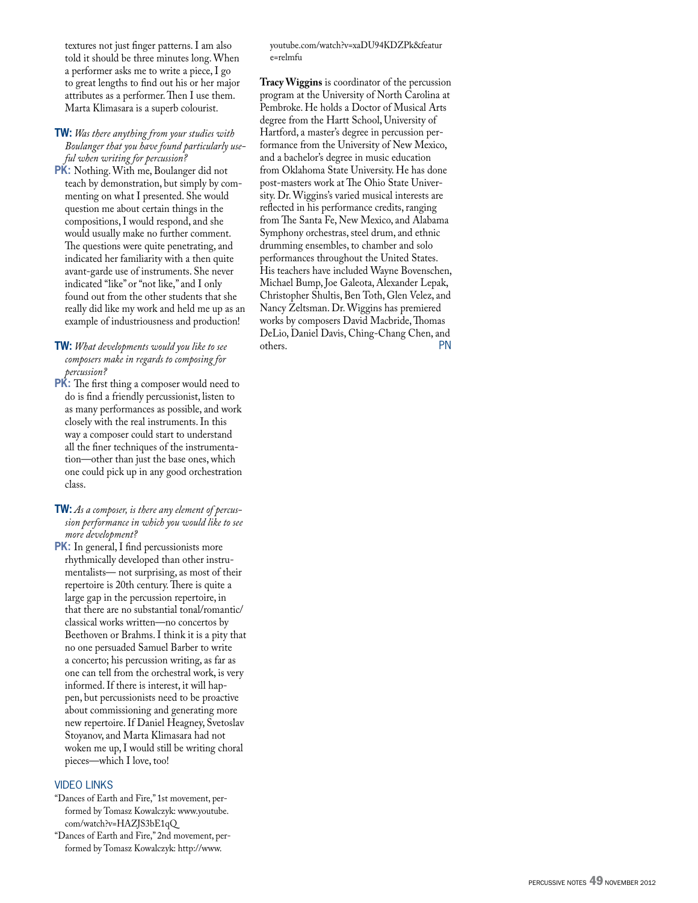textures not just finger patterns. I am also told it should be three minutes long. When a performer asks me to write a piece, I go to great lengths to find out his or her major attributes as a performer. Then I use them. Marta Klimasara is a superb colourist.

**TW:** *Was there anything from your studies with Boulanger that you have found particularly useful when writing for percussion?*

**PK:** Nothing. With me, Boulanger did not teach by demonstration, but simply by commenting on what I presented. She would question me about certain things in the compositions, I would respond, and she would usually make no further comment. The questions were quite penetrating, and indicated her familiarity with a then quite avant-garde use of instruments. She never indicated "like" or "not like," and I only found out from the other students that she really did like my work and held me up as an example of industriousness and production!

**TW:** *What developments would you like to see composers make in regards to composing for percussion?*

**PK:** The first thing a composer would need to do is find a friendly percussionist, listen to as many performances as possible, and work closely with the real instruments. In this way a composer could start to understand all the finer techniques of the instrumentation—other than just the base ones, which one could pick up in any good orchestration class.

**TW:** *As a composer, is there any element of percussion performance in which you would like to see more development?*

**PK:** In general, I find percussionists more rhythmically developed than other instrumentalists— not surprising, as most of their repertoire is 20th century. There is quite a large gap in the percussion repertoire, in that there are no substantial tonal/romantic/classical works written—no concertos by Beethoven or Brahms. I think it is a pity that no one persuaded Samuel Barber to write a concerto; his percussion writing, as far as one can tell from the orchestral work, is very informed. If there is interest, it will happen, but percussionists need to be proactive about commissioning and generating more new repertoire. If Daniel Heagney, Svetoslav Stoyanov, and Marta Klimasara had not woken me up, I would still be writing choral pieces—which I love, too!

## VIDEO LINKS

"Dances of Earth and Fire," 1st movement, performed by Tomasz Kowalczyk: www.youtube.com/watch?v=HAZJS3bE1qQ

"Dances of Earth and Fire," 2nd movement, performed by Tomasz Kowalczyk: http://www.youtube.com/watch?v=xaDU94KDZPk&feature=relmfu

**Tracy Wiggins** is coordinator of the percussion program at the University of North Carolina at Pembroke. He holds a Doctor of Musical Arts degree from the Hartt School, University of Hartford, a master's degree in percussion performance from the University of New Mexico, and a bachelor's degree in music education from Oklahoma State University. He has done post-masters work at The Ohio State University. Dr. Wiggins's varied musical interests are reflected in his performance credits, ranging from The Santa Fe, New Mexico, and Alabama Symphony orchestras, steel drum, and ethnic drumming ensembles, to chamber and solo performances throughout the United States. His teachers have included Wayne Bovenschen, Michael Bump, Joe Galeota, Alexander Lepak, Christopher Shultis, Ben Toth, Glen Velez, and Nancy Zeltsman. Dr. Wiggins has premiered works by composers David Macbride, Thomas DeLio, Daniel Davis, Ching-Chang Chen, and others. PN